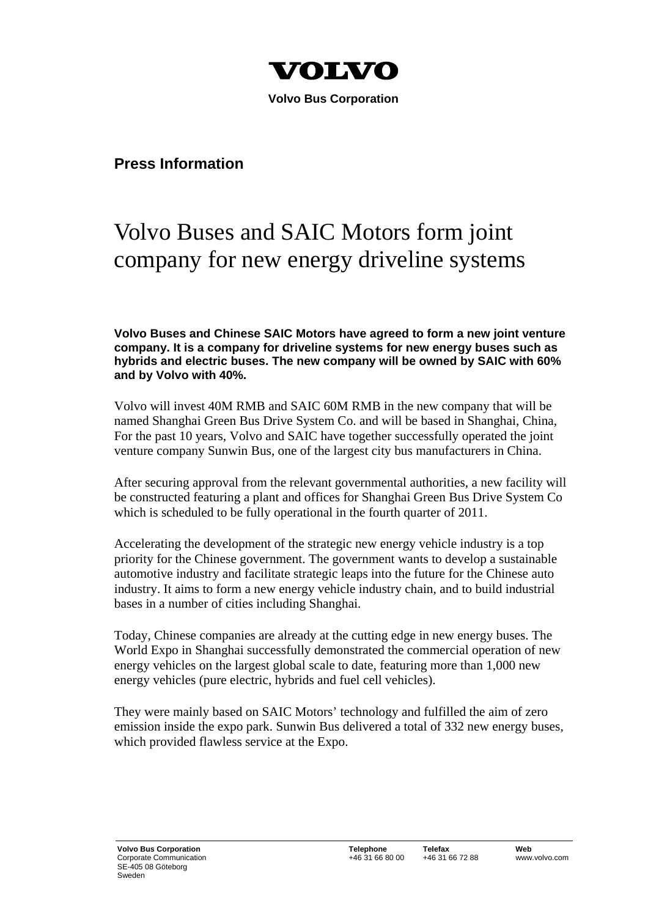VOLVO

**Volvo Bus Corporation**

**Press Information**

# Volvo Buses and SAIC Motors form joint company for new energy driveline systems

**Volvo Buses and Chinese SAIC Motors have agreed to form a new joint venture company. It is a company for driveline systems for new energy buses such as hybrids and electric buses. The new company will be owned by SAIC with 60% and by Volvo with 40%.**

Volvo will invest 40M RMB and SAIC 60M RMB in the new company that will be named Shanghai Green Bus Drive System Co. and will be based in Shanghai, China, For the past 10 years, Volvo and SAIC have together successfully operated the joint venture company Sunwin Bus, one of the largest city bus manufacturers in China.

After securing approval from the relevant governmental authorities, a new facility will be constructed featuring a plant and offices for Shanghai Green Bus Drive System Co which is scheduled to be fully operational in the fourth quarter of 2011.

Accelerating the development of the strategic new energy vehicle industry is a top priority for the Chinese government. The government wants to develop a sustainable automotive industry and facilitate strategic leaps into the future for the Chinese auto industry. It aims to form a new energy vehicle industry chain, and to build industrial bases in a number of cities including Shanghai.

Today, Chinese companies are already at the cutting edge in new energy buses. The World Expo in Shanghai successfully demonstrated the commercial operation of new energy vehicles on the largest global scale to date, featuring more than 1,000 new energy vehicles (pure electric, hybrids and fuel cell vehicles).

They were mainly based on SAIC Motors' technology and fulfilled the aim of zero emission inside the expo park. Sunwin Bus delivered a total of 332 new energy buses, which provided flawless service at the Expo.

| **Volvo Bus Corporation** | **Telephone** | **Telefax** | **Web** |
|---|---|---|---|
| Corporate Communication<br>SE-405 08 Göteborg<br>Sweden | +46 31 66 80 00 | +46 31 66 72 88 | www.volvo.com |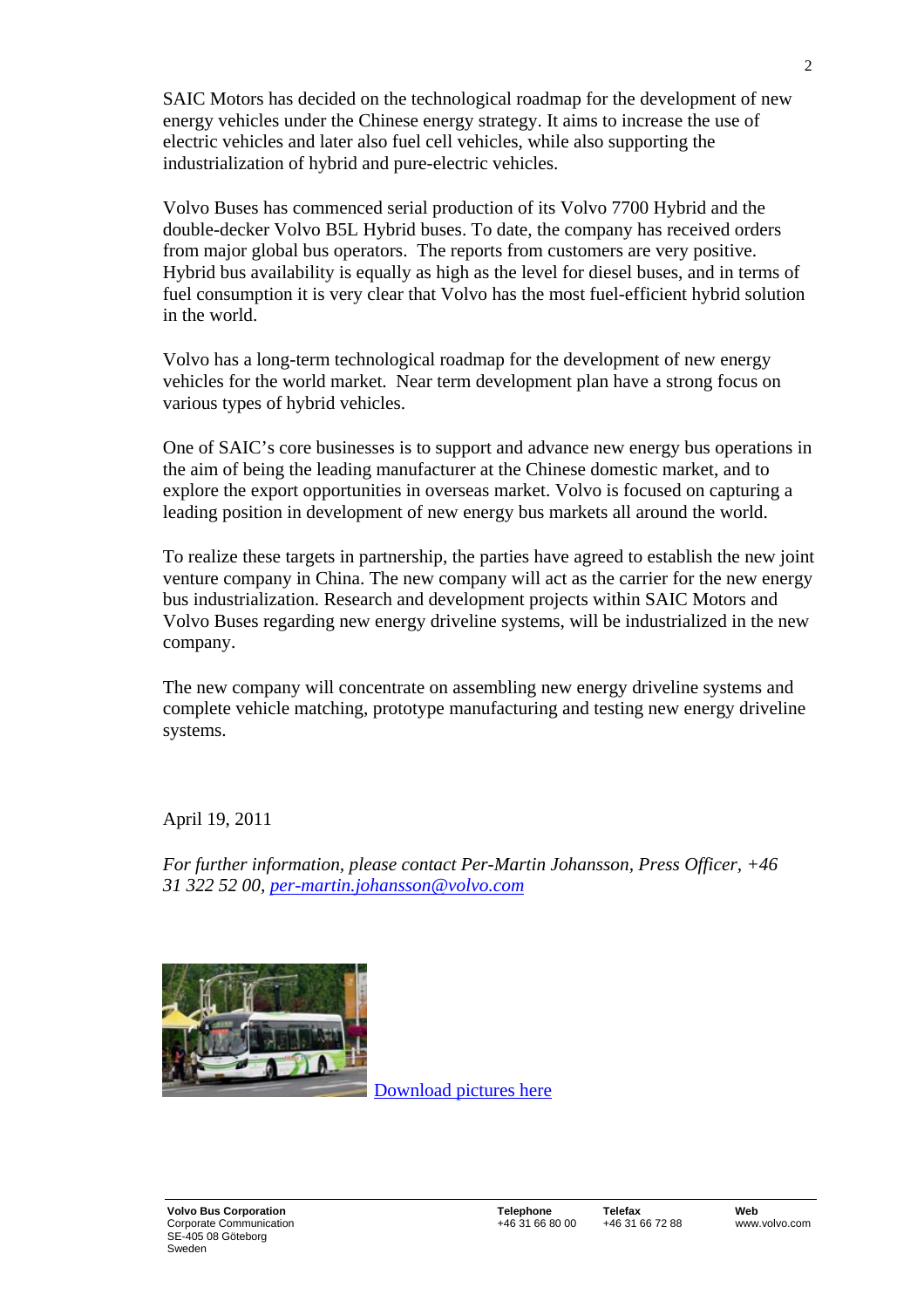SAIC Motors has decided on the technological roadmap for the development of new energy vehicles under the Chinese energy strategy. It aims to increase the use of electric vehicles and later also fuel cell vehicles, while also supporting the industrialization of hybrid and pure-electric vehicles.

Volvo Buses has commenced serial production of its Volvo 7700 Hybrid and the double-decker Volvo B5L Hybrid buses. To date, the company has received orders from major global bus operators. The reports from customers are very positive. Hybrid bus availability is equally as high as the level for diesel buses, and in terms of fuel consumption it is very clear that Volvo has the most fuel-efficient hybrid solution in the world.

Volvo has a long-term technological roadmap for the development of new energy vehicles for the world market. Near term development plan have a strong focus on various types of hybrid vehicles.

One of SAIC's core businesses is to support and advance new energy bus operations in the aim of being the leading manufacturer at the Chinese domestic market, and to explore the export opportunities in overseas market. Volvo is focused on capturing a leading position in development of new energy bus markets all around the world.

To realize these targets in partnership, the parties have agreed to establish the new joint venture company in China. The new company will act as the carrier for the new energy bus industrialization. Research and development projects within SAIC Motors and Volvo Buses regarding new energy driveline systems, will be industrialized in the new company.

The new company will concentrate on assembling new energy driveline systems and complete vehicle matching, prototype manufacturing and testing new energy driveline systems.

April 19, 2011

*For further information, please contact Per-Martin Johansson, Press Officer, +46 31 322 52 00, per-martin.johansson@volvo.com*

Download pictures here

**Volvo Bus Corporation**
Corporate Communication
SE-405 08 Göteborg
Sweden

**Telephone**
+46 31 66 80 00

**Telefax**
+46 31 66 72 88

**Web**
www.volvo.com